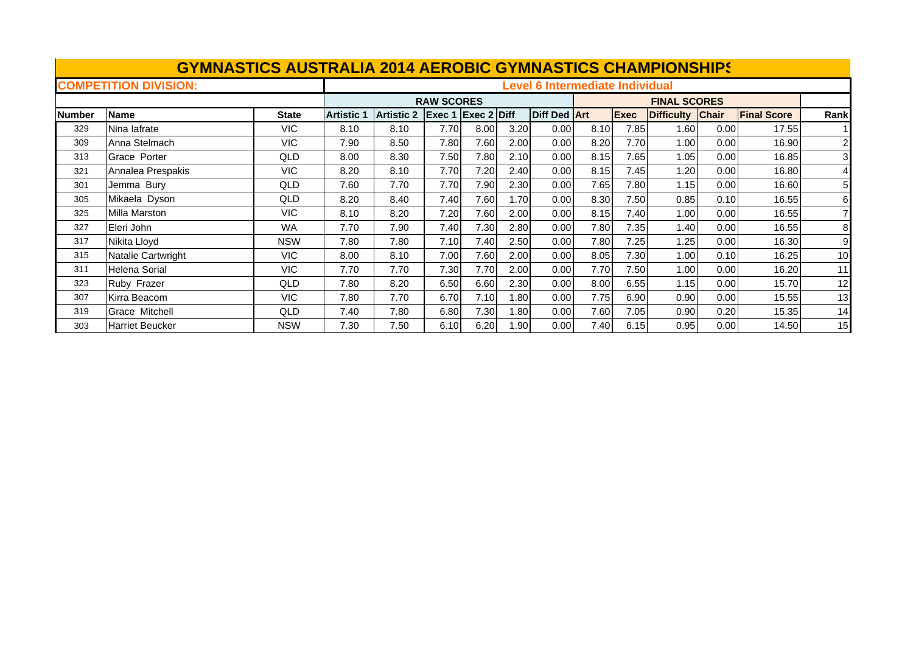# GYMNASTICS AUSTRALIA 2014 AEROBIC GYMNASTICS CHAMPIONSHIPS

**COMPETITION DIVISION:** Level 6 Intermediate Individual

| | | | RAW SCORES | | | | | | FINAL SCORES | | | | | |
|---|---|---|---|---|---|---|---|---|---|---|---|---|---|---|
| Number | Name | State | Artistic 1 | Artistic 2 | Exec 1 | Exec 2 | Diff | Diff Ded | Art | Exec | Difficulty | Chair | Final Score | Rank |
| 329 | Nina Iafrate | VIC | 8.10 | 8.10 | 7.70 | 8.00 | 3.20 | 0.00 | 8.10 | 7.85 | 1.60 | 0.00 | 17.55 | 1 |
| 309 | Anna Stelmach | VIC | 7.90 | 8.50 | 7.80 | 7.60 | 2.00 | 0.00 | 8.20 | 7.70 | 1.00 | 0.00 | 16.90 | 2 |
| 313 | Grace Porter | QLD | 8.00 | 8.30 | 7.50 | 7.80 | 2.10 | 0.00 | 8.15 | 7.65 | 1.05 | 0.00 | 16.85 | 3 |
| 321 | Annalea Prespakis | VIC | 8.20 | 8.10 | 7.70 | 7.20 | 2.40 | 0.00 | 8.15 | 7.45 | 1.20 | 0.00 | 16.80 | 4 |
| 301 | Jemma Bury | QLD | 7.60 | 7.70 | 7.70 | 7.90 | 2.30 | 0.00 | 7.65 | 7.80 | 1.15 | 0.00 | 16.60 | 5 |
| 305 | Mikaela Dyson | QLD | 8.20 | 8.40 | 7.40 | 7.60 | 1.70 | 0.00 | 8.30 | 7.50 | 0.85 | 0.10 | 16.55 | 6 |
| 325 | Milla Marston | VIC | 8.10 | 8.20 | 7.20 | 7.60 | 2.00 | 0.00 | 8.15 | 7.40 | 1.00 | 0.00 | 16.55 | 7 |
| 327 | Eleri John | WA | 7.70 | 7.90 | 7.40 | 7.30 | 2.80 | 0.00 | 7.80 | 7.35 | 1.40 | 0.00 | 16.55 | 8 |
| 317 | Nikita Lloyd | NSW | 7.80 | 7.80 | 7.10 | 7.40 | 2.50 | 0.00 | 7.80 | 7.25 | 1.25 | 0.00 | 16.30 | 9 |
| 315 | Natalie Cartwright | VIC | 8.00 | 8.10 | 7.00 | 7.60 | 2.00 | 0.00 | 8.05 | 7.30 | 1.00 | 0.10 | 16.25 | 10 |
| 311 | Helena Sorial | VIC | 7.70 | 7.70 | 7.30 | 7.70 | 2.00 | 0.00 | 7.70 | 7.50 | 1.00 | 0.00 | 16.20 | 11 |
| 323 | Ruby Frazer | QLD | 7.80 | 8.20 | 6.50 | 6.60 | 2.30 | 0.00 | 8.00 | 6.55 | 1.15 | 0.00 | 15.70 | 12 |
| 307 | Kirra Beacom | VIC | 7.80 | 7.70 | 6.70 | 7.10 | 1.80 | 0.00 | 7.75 | 6.90 | 0.90 | 0.00 | 15.55 | 13 |
| 319 | Grace Mitchell | QLD | 7.40 | 7.80 | 6.80 | 7.30 | 1.80 | 0.00 | 7.60 | 7.05 | 0.90 | 0.20 | 15.35 | 14 |
| 303 | Harriet Beucker | NSW | 7.30 | 7.50 | 6.10 | 6.20 | 1.90 | 0.00 | 7.40 | 6.15 | 0.95 | 0.00 | 14.50 | 15 |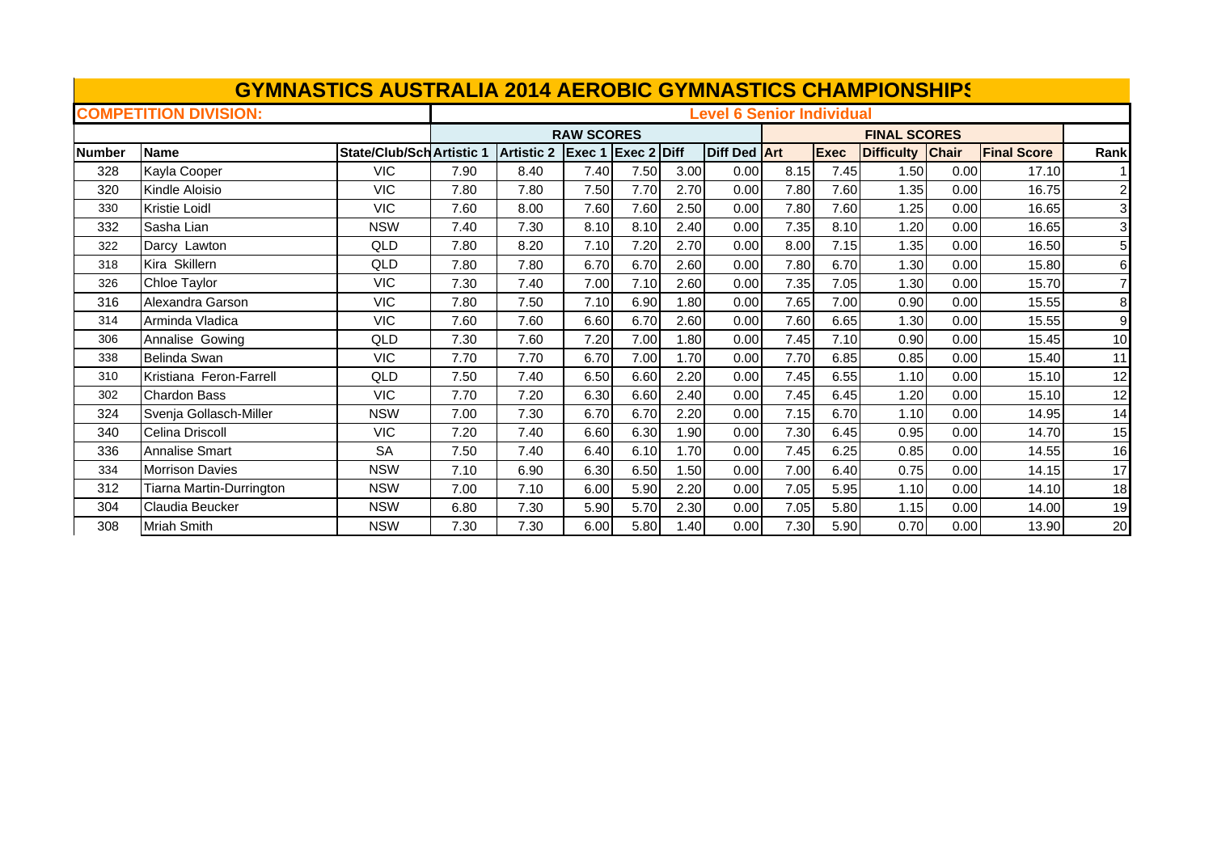# GYMNASTICS AUSTRALIA 2014 AEROBIC GYMNASTICS CHAMPIONSHIPS

**COMPETITION DIVISION:** **Level 6 Senior Individual**

| | | | RAW SCORES | | | | | | FINAL SCORES | | | | | |
|---|---|---|---|---|---|---|---|---|---|---|---|---|---|---|
| **Number** | **Name** | **State/Club/Sch** | **Artistic 1** | **Artistic 2** | **Exec 1** | **Exec 2** | **Diff** | **Diff Ded** | **Art** | **Exec** | **Difficulty** | **Chair** | **Final Score** | **Rank** |
| 328 | Kayla Cooper | VIC | 7.90 | 8.40 | 7.40 | 7.50 | 3.00 | 0.00 | 8.15 | 7.45 | 1.50 | 0.00 | 17.10 | 1 |
| 320 | Kindle Aloisio | VIC | 7.80 | 7.80 | 7.50 | 7.70 | 2.70 | 0.00 | 7.80 | 7.60 | 1.35 | 0.00 | 16.75 | 2 |
| 330 | Kristie Loidl | VIC | 7.60 | 8.00 | 7.60 | 7.60 | 2.50 | 0.00 | 7.80 | 7.60 | 1.25 | 0.00 | 16.65 | 3 |
| 332 | Sasha Lian | NSW | 7.40 | 7.30 | 8.10 | 8.10 | 2.40 | 0.00 | 7.35 | 8.10 | 1.20 | 0.00 | 16.65 | 3 |
| 322 | Darcy Lawton | QLD | 7.80 | 8.20 | 7.10 | 7.20 | 2.70 | 0.00 | 8.00 | 7.15 | 1.35 | 0.00 | 16.50 | 5 |
| 318 | Kira Skillern | QLD | 7.80 | 7.80 | 6.70 | 6.70 | 2.60 | 0.00 | 7.80 | 6.70 | 1.30 | 0.00 | 15.80 | 6 |
| 326 | Chloe Taylor | VIC | 7.30 | 7.40 | 7.00 | 7.10 | 2.60 | 0.00 | 7.35 | 7.05 | 1.30 | 0.00 | 15.70 | 7 |
| 316 | Alexandra Garson | VIC | 7.80 | 7.50 | 7.10 | 6.90 | 1.80 | 0.00 | 7.65 | 7.00 | 0.90 | 0.00 | 15.55 | 8 |
| 314 | Arminda Vladica | VIC | 7.60 | 7.60 | 6.60 | 6.70 | 2.60 | 0.00 | 7.60 | 6.65 | 1.30 | 0.00 | 15.55 | 9 |
| 306 | Annalise Gowing | QLD | 7.30 | 7.60 | 7.20 | 7.00 | 1.80 | 0.00 | 7.45 | 7.10 | 0.90 | 0.00 | 15.45 | 10 |
| 338 | Belinda Swan | VIC | 7.70 | 7.70 | 6.70 | 7.00 | 1.70 | 0.00 | 7.70 | 6.85 | 0.85 | 0.00 | 15.40 | 11 |
| 310 | Kristiana Feron-Farrell | QLD | 7.50 | 7.40 | 6.50 | 6.60 | 2.20 | 0.00 | 7.45 | 6.55 | 1.10 | 0.00 | 15.10 | 12 |
| 302 | Chardon Bass | VIC | 7.70 | 7.20 | 6.30 | 6.60 | 2.40 | 0.00 | 7.45 | 6.45 | 1.20 | 0.00 | 15.10 | 12 |
| 324 | Svenja Gollasch-Miller | NSW | 7.00 | 7.30 | 6.70 | 6.70 | 2.20 | 0.00 | 7.15 | 6.70 | 1.10 | 0.00 | 14.95 | 14 |
| 340 | Celina Driscoll | VIC | 7.20 | 7.40 | 6.60 | 6.30 | 1.90 | 0.00 | 7.30 | 6.45 | 0.95 | 0.00 | 14.70 | 15 |
| 336 | Annalise Smart | SA | 7.50 | 7.40 | 6.40 | 6.10 | 1.70 | 0.00 | 7.45 | 6.25 | 0.85 | 0.00 | 14.55 | 16 |
| 334 | Morrison Davies | NSW | 7.10 | 6.90 | 6.30 | 6.50 | 1.50 | 0.00 | 7.00 | 6.40 | 0.75 | 0.00 | 14.15 | 17 |
| 312 | Tiarna Martin-Durrington | NSW | 7.00 | 7.10 | 6.00 | 5.90 | 2.20 | 0.00 | 7.05 | 5.95 | 1.10 | 0.00 | 14.10 | 18 |
| 304 | Claudia Beucker | NSW | 6.80 | 7.30 | 5.90 | 5.70 | 2.30 | 0.00 | 7.05 | 5.80 | 1.15 | 0.00 | 14.00 | 19 |
| 308 | Mriah Smith | NSW | 7.30 | 7.30 | 6.00 | 5.80 | 1.40 | 0.00 | 7.30 | 5.90 | 0.70 | 0.00 | 13.90 | 20 |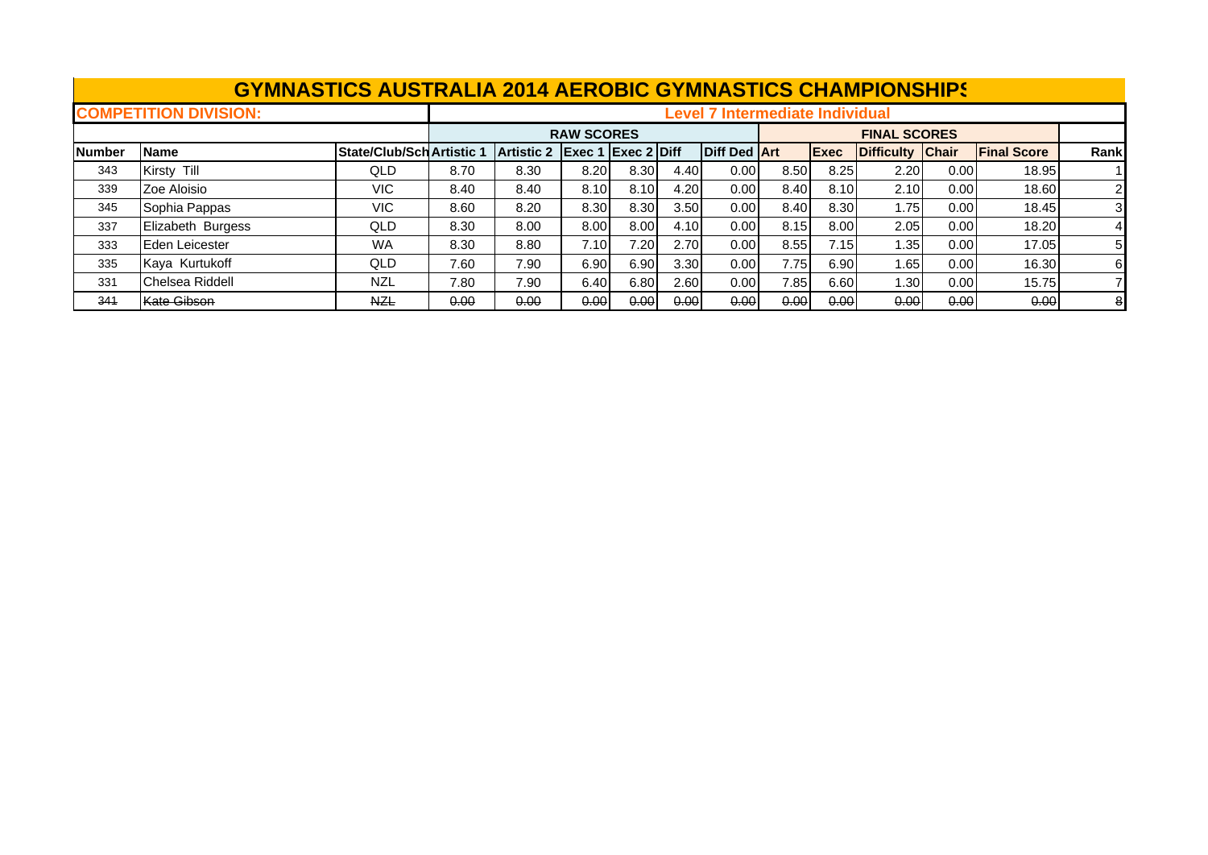# GYMNASTICS AUSTRALIA 2014 AEROBIC GYMNASTICS CHAMPIONSHIPS

**COMPETITION DIVISION:** **Level 7 Intermediate Individual**

| | | | RAW SCORES | | | | | | FINAL SCORES | | | | | |
|---|---|---|---|---|---|---|---|---|---|---|---|---|---|---|
| **Number** | **Name** | **State/Club/Sch** | **Artistic 1** | **Artistic 2** | **Exec 1** | **Exec 2** | **Diff** | **Diff Ded** | **Art** | **Exec** | **Difficulty** | **Chair** | **Final Score** | **Rank** |
| 343 | Kirsty Till | QLD | 8.70 | 8.30 | 8.20 | 8.30 | 4.40 | 0.00 | 8.50 | 8.25 | 2.20 | 0.00 | 18.95 | 1 |
| 339 | Zoe Aloisio | VIC | 8.40 | 8.40 | 8.10 | 8.10 | 4.20 | 0.00 | 8.40 | 8.10 | 2.10 | 0.00 | 18.60 | 2 |
| 345 | Sophia Pappas | VIC | 8.60 | 8.20 | 8.30 | 8.30 | 3.50 | 0.00 | 8.40 | 8.30 | 1.75 | 0.00 | 18.45 | 3 |
| 337 | Elizabeth Burgess | QLD | 8.30 | 8.00 | 8.00 | 8.00 | 4.10 | 0.00 | 8.15 | 8.00 | 2.05 | 0.00 | 18.20 | 4 |
| 333 | Eden Leicester | WA | 8.30 | 8.80 | 7.10 | 7.20 | 2.70 | 0.00 | 8.55 | 7.15 | 1.35 | 0.00 | 17.05 | 5 |
| 335 | Kaya Kurtukoff | QLD | 7.60 | 7.90 | 6.90 | 6.90 | 3.30 | 0.00 | 7.75 | 6.90 | 1.65 | 0.00 | 16.30 | 6 |
| 331 | Chelsea Riddell | NZL | 7.80 | 7.90 | 6.40 | 6.80 | 2.60 | 0.00 | 7.85 | 6.60 | 1.30 | 0.00 | 15.75 | 7 |
| ~~341~~ | ~~Kate Gibson~~ | ~~NZL~~ | ~~0.00~~ | ~~0.00~~ | ~~0.00~~ | ~~0.00~~ | ~~0.00~~ | ~~0.00~~ | ~~0.00~~ | ~~0.00~~ | ~~0.00~~ | ~~0.00~~ | ~~0.00~~ | 8 |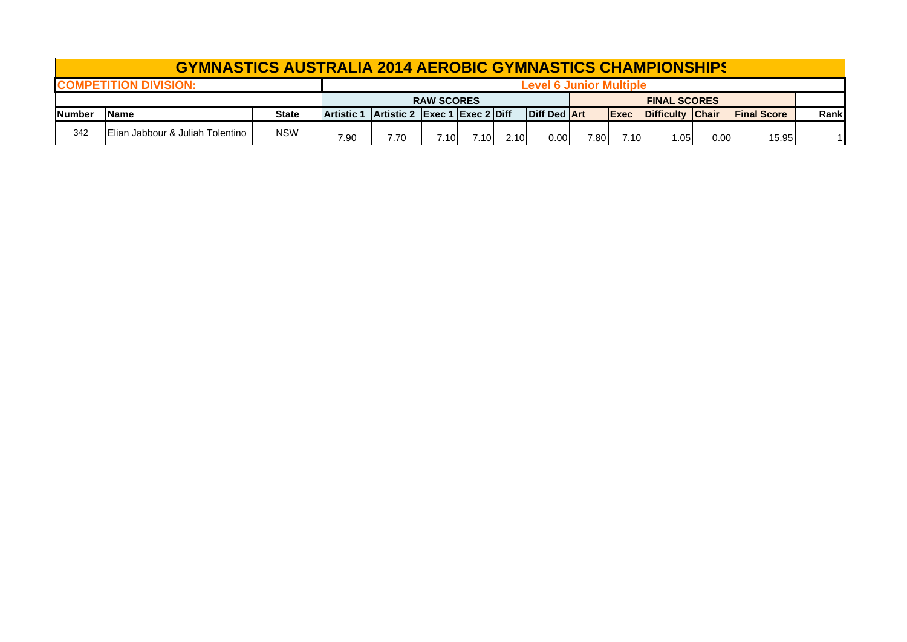# GYMNASTICS AUSTRALIA 2014 AEROBIC GYMNASTICS CHAMPIONSHIPS

**COMPETITION DIVISION:** **Level 6 Junior Multiple**

| | | | RAW SCORES | | | | | | FINAL SCORES | | | | | |
|---|---|---|---|---|---|---|---|---|---|---|---|---|---|---|
| **Number** | **Name** | **State** | **Artistic 1** | **Artistic 2** | **Exec 1** | **Exec 2** | **Diff** | **Diff Ded** | **Art** | **Exec** | **Difficulty** | **Chair** | **Final Score** | **Rank** |
| 342 | Elian Jabbour & Juliah Tolentino | NSW | 7.90 | 7.70 | 7.10 | 7.10 | 2.10 | 0.00 | 7.80 | 7.10 | 1.05 | 0.00 | 15.95 | 1 |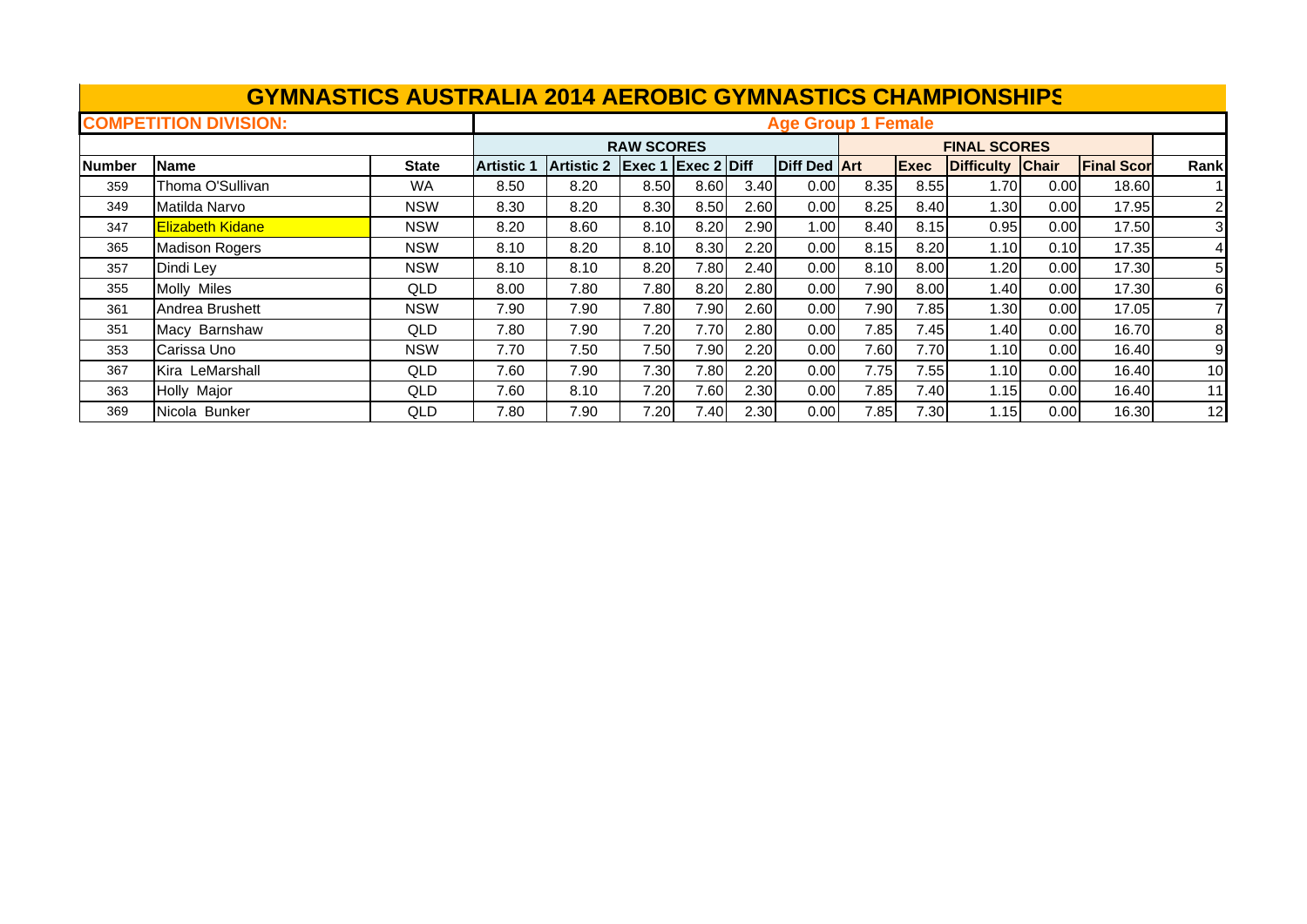# GYMNASTICS AUSTRALIA 2014 AEROBIC GYMNASTICS CHAMPIONSHIPS

| COMPETITION DIVISION: | | | Age Group 1 Female | | | | | | | | | | | | |
|---|---|---|---|---|---|---|---|---|---|---|---|---|---|---|---|
| | | | RAW SCORES | | | | | | FINAL SCORES | | | | | | |
| Number | Name | State | Artistic 1 | Artistic 2 | Exec 1 | Exec 2 | Diff | Diff Ded | Art | Exec | Difficulty | Chair | Final Scor | Rank |
| 359 | Thoma O'Sullivan | WA | 8.50 | 8.20 | 8.50 | 8.60 | 3.40 | 0.00 | 8.35 | 8.55 | 1.70 | 0.00 | 18.60 | 1 |
| 349 | Matilda Narvo | NSW | 8.30 | 8.20 | 8.30 | 8.50 | 2.60 | 0.00 | 8.25 | 8.40 | 1.30 | 0.00 | 17.95 | 2 |
| 347 | Elizabeth Kidane | NSW | 8.20 | 8.60 | 8.10 | 8.20 | 2.90 | 1.00 | 8.40 | 8.15 | 0.95 | 0.00 | 17.50 | 3 |
| 365 | Madison Rogers | NSW | 8.10 | 8.20 | 8.10 | 8.30 | 2.20 | 0.00 | 8.15 | 8.20 | 1.10 | 0.10 | 17.35 | 4 |
| 357 | Dindi Ley | NSW | 8.10 | 8.10 | 8.20 | 7.80 | 2.40 | 0.00 | 8.10 | 8.00 | 1.20 | 0.00 | 17.30 | 5 |
| 355 | Molly Miles | QLD | 8.00 | 7.80 | 7.80 | 8.20 | 2.80 | 0.00 | 7.90 | 8.00 | 1.40 | 0.00 | 17.30 | 6 |
| 361 | Andrea Brushett | NSW | 7.90 | 7.90 | 7.80 | 7.90 | 2.60 | 0.00 | 7.90 | 7.85 | 1.30 | 0.00 | 17.05 | 7 |
| 351 | Macy Barnshaw | QLD | 7.80 | 7.90 | 7.20 | 7.70 | 2.80 | 0.00 | 7.85 | 7.45 | 1.40 | 0.00 | 16.70 | 8 |
| 353 | Carissa Uno | NSW | 7.70 | 7.50 | 7.50 | 7.90 | 2.20 | 0.00 | 7.60 | 7.70 | 1.10 | 0.00 | 16.40 | 9 |
| 367 | Kira LeMarshall | QLD | 7.60 | 7.90 | 7.30 | 7.80 | 2.20 | 0.00 | 7.75 | 7.55 | 1.10 | 0.00 | 16.40 | 10 |
| 363 | Holly Major | QLD | 7.60 | 8.10 | 7.20 | 7.60 | 2.30 | 0.00 | 7.85 | 7.40 | 1.15 | 0.00 | 16.40 | 11 |
| 369 | Nicola Bunker | QLD | 7.80 | 7.90 | 7.20 | 7.40 | 2.30 | 0.00 | 7.85 | 7.30 | 1.15 | 0.00 | 16.30 | 12 |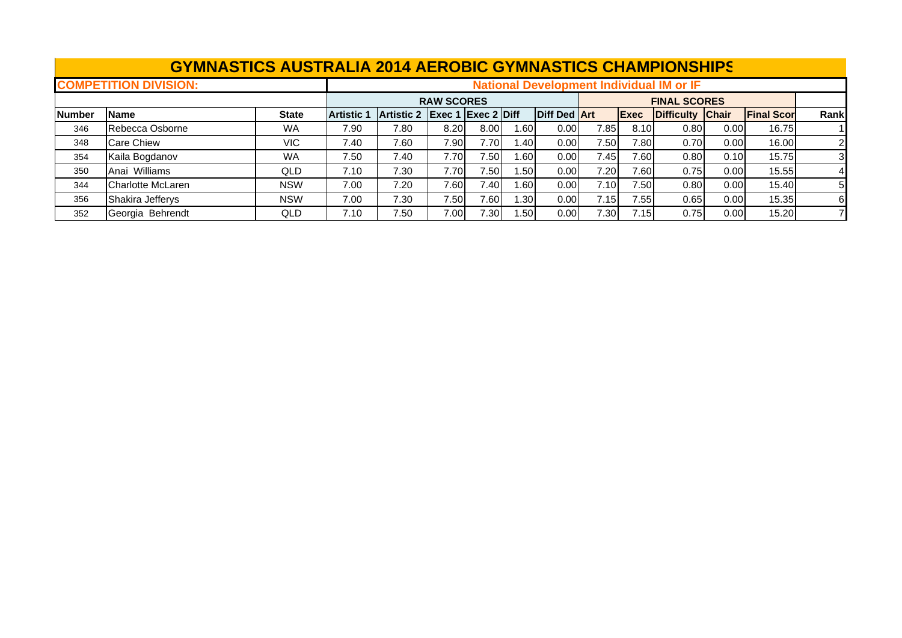# GYMNASTICS AUSTRALIA 2014 AEROBIC GYMNASTICS CHAMPIONSHIPS

| COMPETITION DIVISION: | | | National Development Individual IM or IF | | | | | | | | | | | | |
|---|---|---|---|---|---|---|---|---|---|---|---|---|---|---|---|
| | | | RAW SCORES | | | | | | FINAL SCORES | | | | | | |
| **Number** | **Name** | **State** | **Artistic 1** | **Artistic 2** | **Exec 1** | **Exec 2** | **Diff** | **Diff Ded** | **Art** | **Exec** | **Difficulty** | **Chair** | **Final Scor** | **Rank** |
| 346 | Rebecca Osborne | WA | 7.90 | 7.80 | 8.20 | 8.00 | 1.60 | 0.00 | 7.85 | 8.10 | 0.80 | 0.00 | 16.75 | 1 |
| 348 | Care Chiew | VIC | 7.40 | 7.60 | 7.90 | 7.70 | 1.40 | 0.00 | 7.50 | 7.80 | 0.70 | 0.00 | 16.00 | 2 |
| 354 | Kaila Bogdanov | WA | 7.50 | 7.40 | 7.70 | 7.50 | 1.60 | 0.00 | 7.45 | 7.60 | 0.80 | 0.10 | 15.75 | 3 |
| 350 | Anai Williams | QLD | 7.10 | 7.30 | 7.70 | 7.50 | 1.50 | 0.00 | 7.20 | 7.60 | 0.75 | 0.00 | 15.55 | 4 |
| 344 | Charlotte McLaren | NSW | 7.00 | 7.20 | 7.60 | 7.40 | 1.60 | 0.00 | 7.10 | 7.50 | 0.80 | 0.00 | 15.40 | 5 |
| 356 | Shakira Jefferys | NSW | 7.00 | 7.30 | 7.50 | 7.60 | 1.30 | 0.00 | 7.15 | 7.55 | 0.65 | 0.00 | 15.35 | 6 |
| 352 | Georgia Behrendt | QLD | 7.10 | 7.50 | 7.00 | 7.30 | 1.50 | 0.00 | 7.30 | 7.15 | 0.75 | 0.00 | 15.20 | 7 |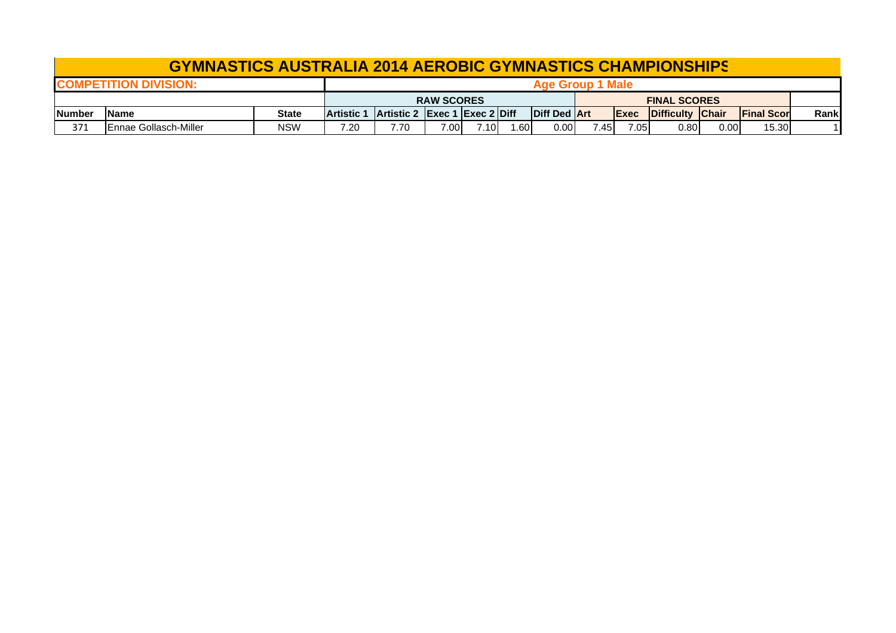# GYMNASTICS AUSTRALIA 2014 AEROBIC GYMNASTICS CHAMPIONSHIPS

| COMPETITION DIVISION: | | | Age Group 1 Male | | | | | | | | | | | | |
|---|---|---|---|---|---|---|---|---|---|---|---|---|---|---|---|
| | | | RAW SCORES | | | | | | FINAL SCORES | | | | | | |
| Number | Name | State | Artistic 1 | Artistic 2 | Exec 1 | Exec 2 | Diff | Diff Ded | Art | Exec | Difficulty | Chair | Final Scor | | Rank |
| 371 | Ennae Gollasch-Miller | NSW | 7.20 | 7.70 | 7.00 | 7.10 | 1.60 | 0.00 | 7.45 | 7.05 | 0.80 | 0.00 | 15.30 | | 1 |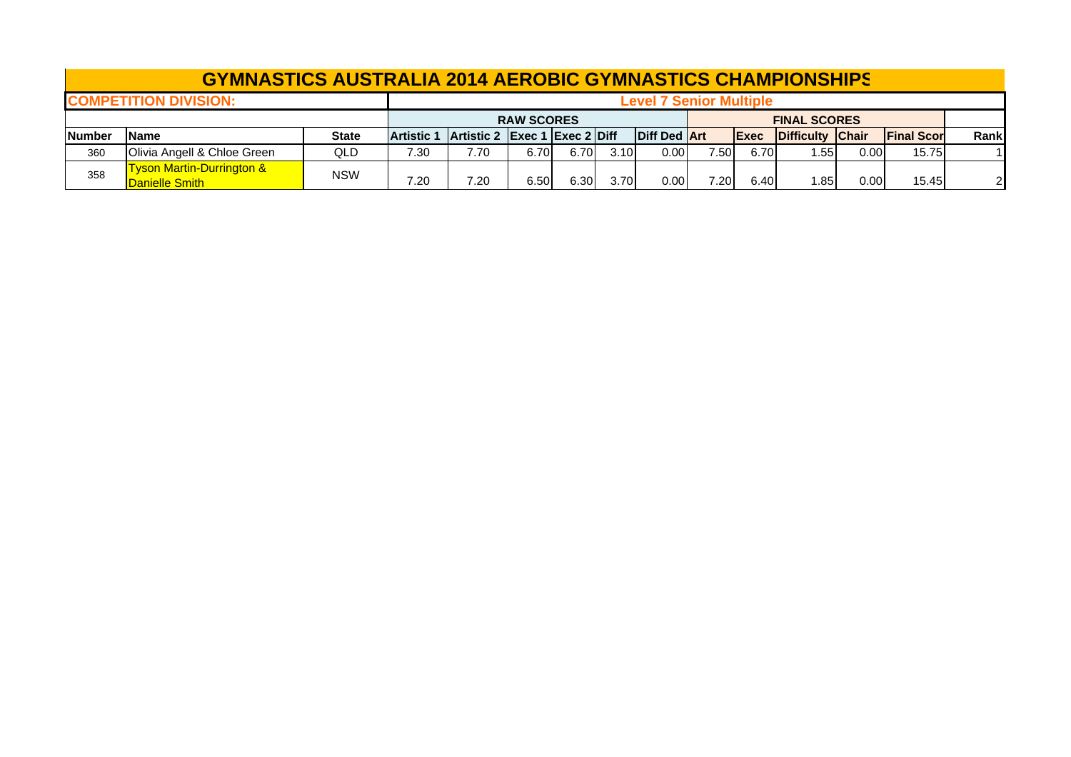# GYMNASTICS AUSTRALIA 2014 AEROBIC GYMNASTICS CHAMPIONSHIPS

**COMPETITION DIVISION:** **Level 7 Senior Multiple**

| | | | RAW SCORES | | | | | | FINAL SCORES | | | | | |
|---|---|---|---|---|---|---|---|---|---|---|---|---|---|---|
| **Number** | **Name** | **State** | **Artistic 1** | **Artistic 2** | **Exec 1** | **Exec 2** | **Diff** | **Diff Ded** | **Art** | **Exec** | **Difficulty** | **Chair** | **Final Scor** | **Rank** |
| 360 | Olivia Angell & Chloe Green | QLD | 7.30 | 7.70 | 6.70 | 6.70 | 3.10 | 0.00 | 7.50 | 6.70 | 1.55 | 0.00 | 15.75 | 1 |
| 358 | Tyson Martin-Durrington & Danielle Smith | NSW | 7.20 | 7.20 | 6.50 | 6.30 | 3.70 | 0.00 | 7.20 | 6.40 | 1.85 | 0.00 | 15.45 | 2 |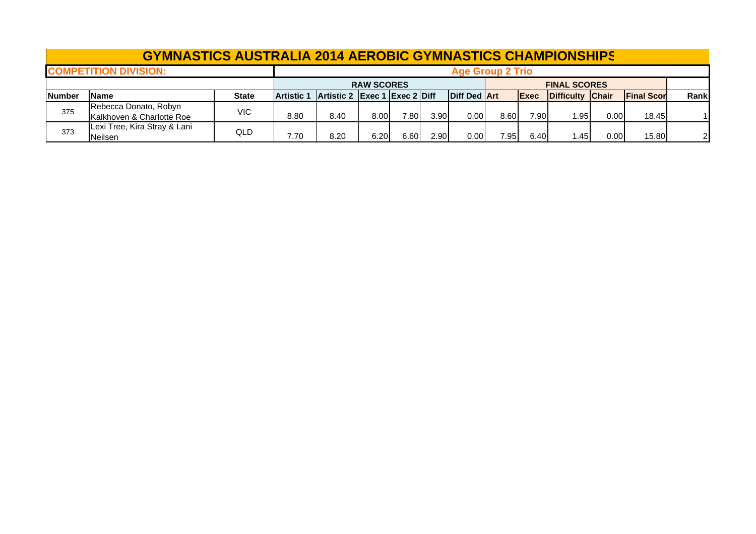# GYMNASTICS AUSTRALIA 2014 AEROBIC GYMNASTICS CHAMPIONSHIPS

**COMPETITION DIVISION:** **Age Group 2 Trio**

| | | | RAW SCORES | | | | | | FINAL SCORES | | | | | | |
|---|---|---|---|---|---|---|---|---|---|---|---|---|---|---|---|
| **Number** | **Name** | **State** | **Artistic 1** | **Artistic 2** | **Exec 1** | **Exec 2** | **Diff** | **Diff Ded** | **Art** | **Exec** | **Difficulty** | **Chair** | **Final Scor** | **Rank** |
| 375 | Rebecca Donato, Robyn Kalkhoven & Charlotte Roe | VIC | 8.80 | 8.40 | 8.00 | 7.80 | 3.90 | 0.00 | 8.60 | 7.90 | 1.95 | 0.00 | 18.45 | 1 |
| 373 | Lexi Tree, Kira Stray & Lani Neilsen | QLD | 7.70 | 8.20 | 6.20 | 6.60 | 2.90 | 0.00 | 7.95 | 6.40 | 1.45 | 0.00 | 15.80 | 2 |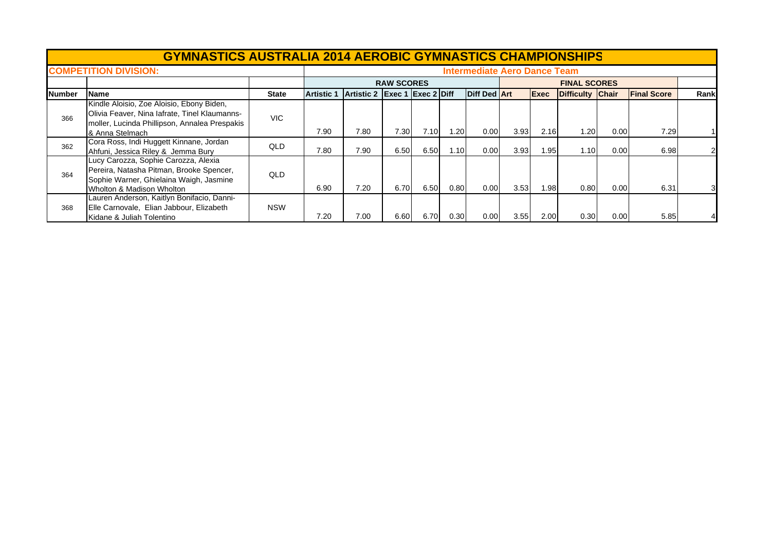# GYMNASTICS AUSTRALIA 2014 AEROBIC GYMNASTICS CHAMPIONSHIPS

**COMPETITION DIVISION:** Intermediate Aero Dance Team

| | | | RAW SCORES | | | | | | FINAL SCORES | | | | | | |
|---|---|---|---|---|---|---|---|---|---|---|---|---|---|---|---|
| **Number** | **Name** | **State** | **Artistic 1** | **Artistic 2** | **Exec 1** | **Exec 2** | **Diff** | **Diff Ded** | **Art** | **Exec** | **Difficulty** | **Chair** | **Final Score** | **Rank** |
| 366 | Kindle Aloisio, Zoe Aloisio, Ebony Biden, Olivia Feaver, Nina Iafrate, Tinel Klaumanns-moller, Lucinda Phillipson, Annalea Prespakis & Anna Stelmach | VIC | 7.90 | 7.80 | 7.30 | 7.10 | 1.20 | 0.00 | 3.93 | 2.16 | 1.20 | 0.00 | 7.29 | 1 |
| 362 | Cora Ross, Indi Huggett Kinnane, Jordan Ahfuni, Jessica Riley & Jemma Bury | QLD | 7.80 | 7.90 | 6.50 | 6.50 | 1.10 | 0.00 | 3.93 | 1.95 | 1.10 | 0.00 | 6.98 | 2 |
| 364 | Lucy Carozza, Sophie Carozza, Alexia Pereira, Natasha Pitman, Brooke Spencer, Sophie Warner, Ghielaina Waigh, Jasmine Wholton & Madison Wholton | QLD | 6.90 | 7.20 | 6.70 | 6.50 | 0.80 | 0.00 | 3.53 | 1.98 | 0.80 | 0.00 | 6.31 | 3 |
| 368 | Lauren Anderson, Kaitlyn Bonifacio, Danni-Elle Carnovale, Elian Jabbour, Elizabeth Kidane & Juliah Tolentino | NSW | 7.20 | 7.00 | 6.60 | 6.70 | 0.30 | 0.00 | 3.55 | 2.00 | 0.30 | 0.00 | 5.85 | 4 |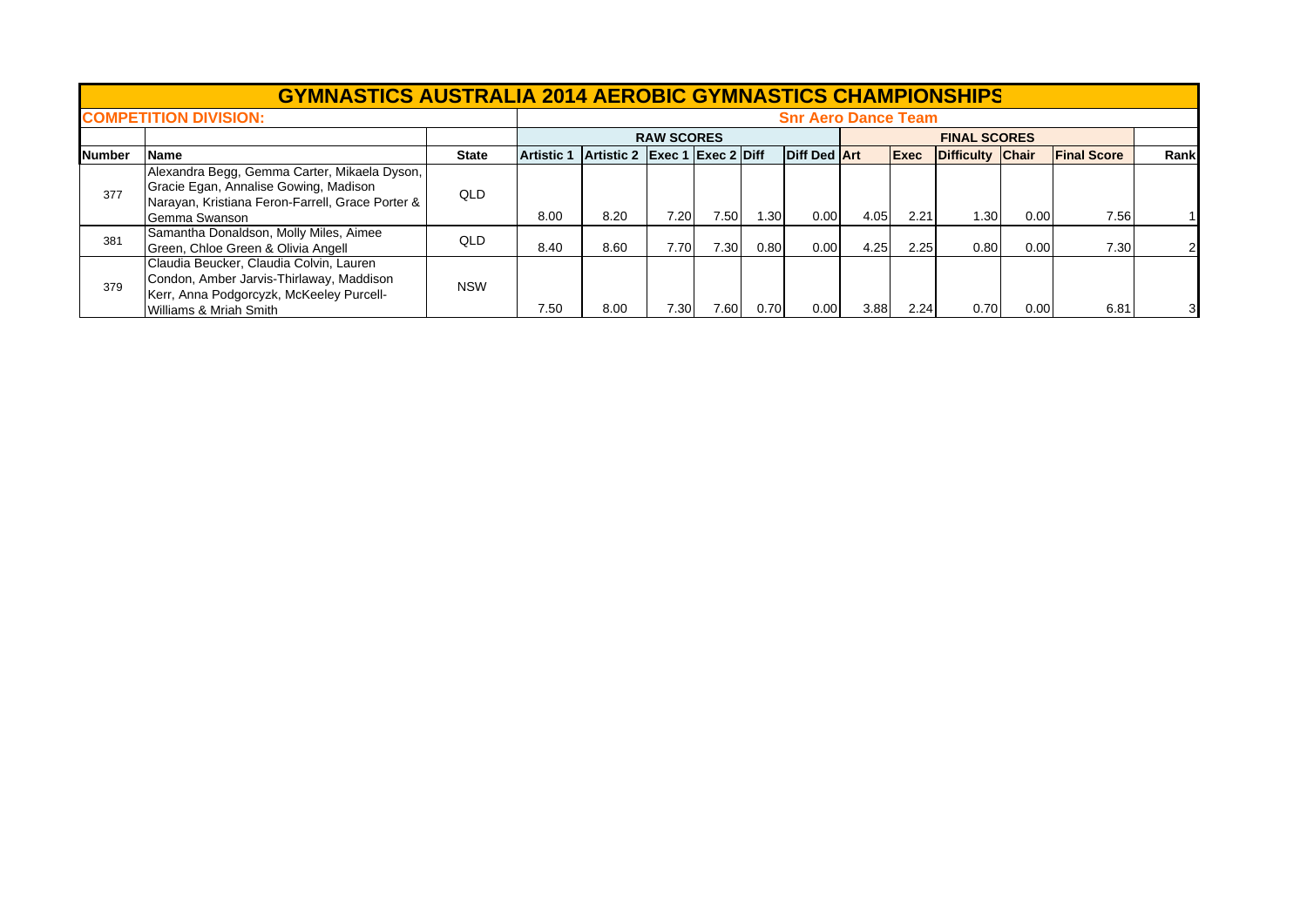# GYMNASTICS AUSTRALIA 2014 AEROBIC GYMNASTICS CHAMPIONSHIPS

**COMPETITION DIVISION:** Snr Aero Dance Team

| | | | RAW SCORES | | | | | | FINAL SCORES | | | | | |
|---|---|---|---|---|---|---|---|---|---|---|---|---|---|---|
| **Number** | **Name** | **State** | **Artistic 1** | **Artistic 2** | **Exec 1** | **Exec 2** | **Diff** | **Diff Ded** | **Art** | **Exec** | **Difficulty** | **Chair** | **Final Score** | **Rank** |
| 377 | Alexandra Begg, Gemma Carter, Mikaela Dyson, Gracie Egan, Annalise Gowing, Madison Narayan, Kristiana Feron-Farrell, Grace Porter & Gemma Swanson | QLD | 8.00 | 8.20 | 7.20 | 7.50 | 1.30 | 0.00 | 4.05 | 2.21 | 1.30 | 0.00 | 7.56 | 1 |
| 381 | Samantha Donaldson, Molly Miles, Aimee Green, Chloe Green & Olivia Angell | QLD | 8.40 | 8.60 | 7.70 | 7.30 | 0.80 | 0.00 | 4.25 | 2.25 | 0.80 | 0.00 | 7.30 | 2 |
| 379 | Claudia Beucker, Claudia Colvin, Lauren Condon, Amber Jarvis-Thirlaway, Maddison Kerr, Anna Podgorcyzk, McKeeley Purcell-Williams & Mriah Smith | NSW | 7.50 | 8.00 | 7.30 | 7.60 | 0.70 | 0.00 | 3.88 | 2.24 | 0.70 | 0.00 | 6.81 | 3 |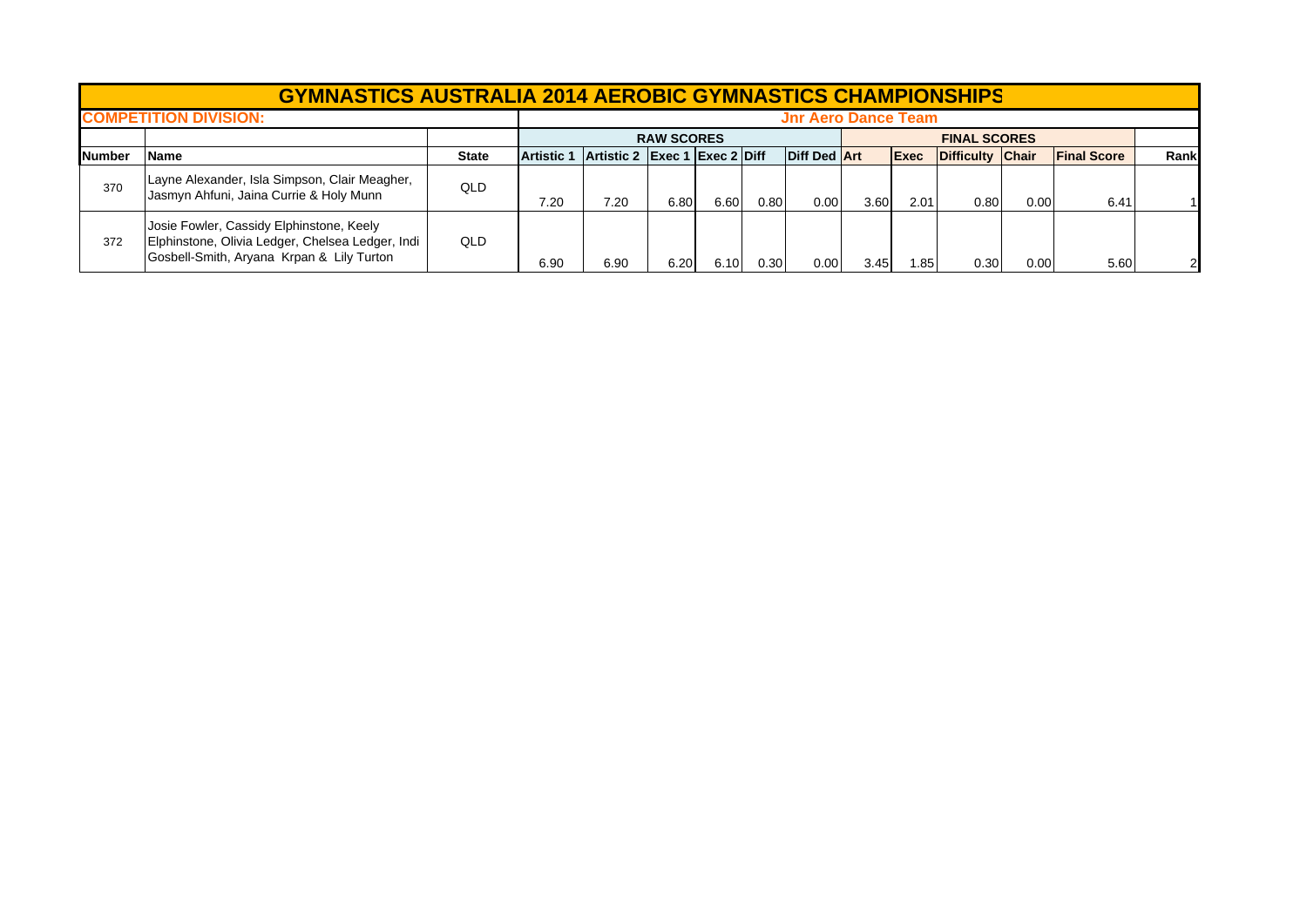# GYMNASTICS AUSTRALIA 2014 AEROBIC GYMNASTICS CHAMPIONSHIPS

**COMPETITION DIVISION:** **Jnr Aero Dance Team**

| | | | RAW SCORES | | | | | | FINAL SCORES | | | | | | |
|---|---|---|---|---|---|---|---|---|---|---|---|---|---|---|---|
| **Number** | **Name** | **State** | **Artistic 1** | **Artistic 2** | **Exec 1** | **Exec 2** | **Diff** | **Diff Ded** | **Art** | **Exec** | **Difficulty** | **Chair** | **Final Score** | **Rank** |
| 370 | Layne Alexander, Isla Simpson, Clair Meagher, Jasmyn Ahfuni, Jaina Currie & Holy Munn | QLD | 7.20 | 7.20 | 6.80 | 6.60 | 0.80 | 0.00 | 3.60 | 2.01 | 0.80 | 0.00 | 6.41 | 1 |
| 372 | Josie Fowler, Cassidy Elphinstone, Keely Elphinstone, Olivia Ledger, Chelsea Ledger, Indi Gosbell-Smith, Aryana Krpan & Lily Turton | QLD | 6.90 | 6.90 | 6.20 | 6.10 | 0.30 | 0.00 | 3.45 | 1.85 | 0.30 | 0.00 | 5.60 | 2 |